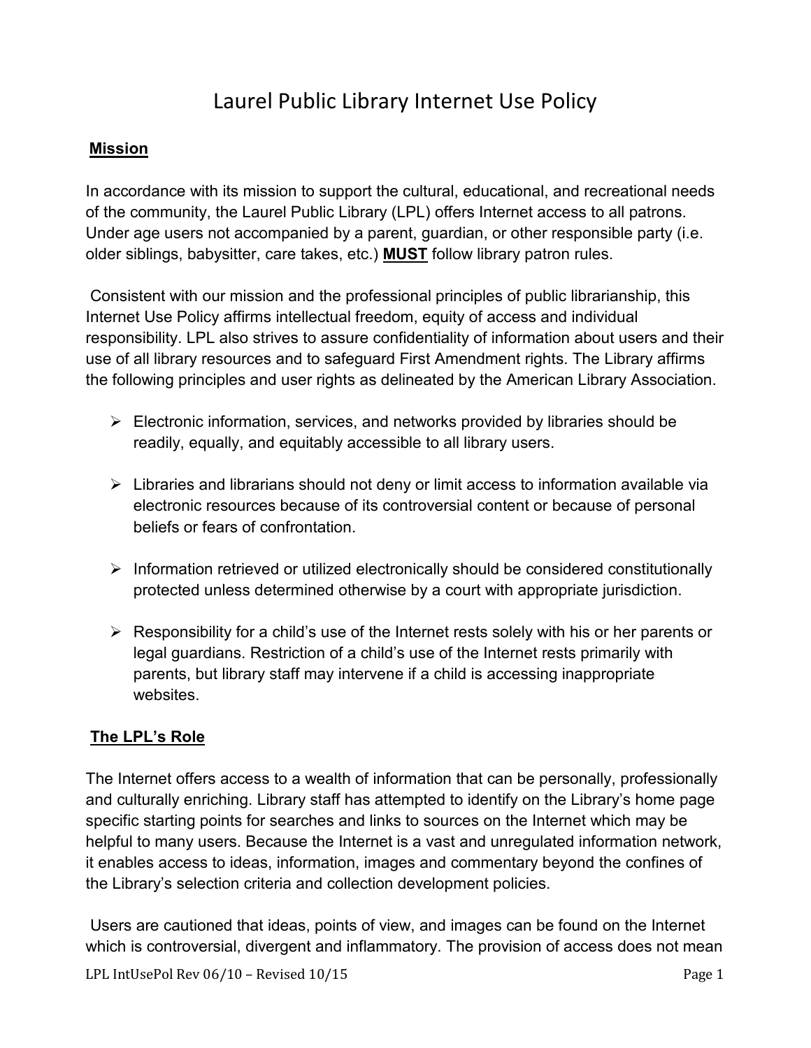# Laurel Public Library Internet Use Policy

**Mission**

In accordance with its mission to support the cultural, educational, and recreational needs of the community, the Laurel Public Library (LPL) offers Internet access to all patrons. Under age users not accompanied by a parent, guardian, or other responsible party (i.e. older siblings, babysitter, care takes, etc.) **MUST** follow library patron rules.

Consistent with our mission and the professional principles of public librarianship, this Internet Use Policy affirms intellectual freedom, equity of access and individual responsibility. LPL also strives to assure confidentiality of information about users and their use of all library resources and to safeguard First Amendment rights. The Library affirms the following principles and user rights as delineated by the American Library Association.

- Electronic information, services, and networks provided by libraries should be readily, equally, and equitably accessible to all library users.
- Libraries and librarians should not deny or limit access to information available via electronic resources because of its controversial content or because of personal beliefs or fears of confrontation.
- Information retrieved or utilized electronically should be considered constitutionally protected unless determined otherwise by a court with appropriate jurisdiction.
- Responsibility for a child's use of the Internet rests solely with his or her parents or legal guardians. Restriction of a child's use of the Internet rests primarily with parents, but library staff may intervene if a child is accessing inappropriate websites.

**The LPL's Role**

The Internet offers access to a wealth of information that can be personally, professionally and culturally enriching. Library staff has attempted to identify on the Library's home page specific starting points for searches and links to sources on the Internet which may be helpful to many users. Because the Internet is a vast and unregulated information network, it enables access to ideas, information, images and commentary beyond the confines of the Library's selection criteria and collection development policies.

Users are cautioned that ideas, points of view, and images can be found on the Internet which is controversial, divergent and inflammatory. The provision of access does not mean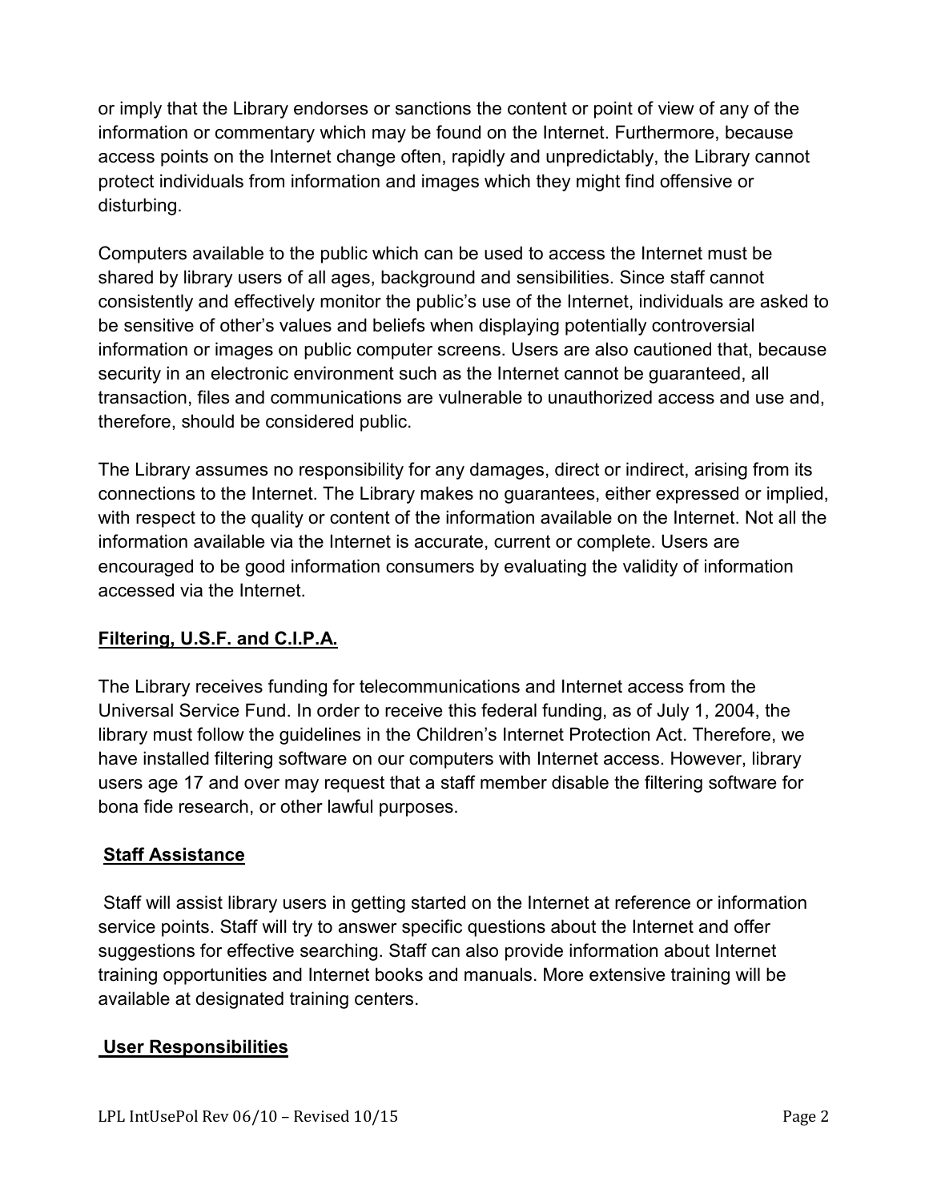or imply that the Library endorses or sanctions the content or point of view of any of the information or commentary which may be found on the Internet. Furthermore, because access points on the Internet change often, rapidly and unpredictably, the Library cannot protect individuals from information and images which they might find offensive or disturbing.

Computers available to the public which can be used to access the Internet must be shared by library users of all ages, background and sensibilities. Since staff cannot consistently and effectively monitor the public's use of the Internet, individuals are asked to be sensitive of other's values and beliefs when displaying potentially controversial information or images on public computer screens. Users are also cautioned that, because security in an electronic environment such as the Internet cannot be guaranteed, all transaction, files and communications are vulnerable to unauthorized access and use and, therefore, should be considered public.

The Library assumes no responsibility for any damages, direct or indirect, arising from its connections to the Internet. The Library makes no guarantees, either expressed or implied, with respect to the quality or content of the information available on the Internet. Not all the information available via the Internet is accurate, current or complete. Users are encouraged to be good information consumers by evaluating the validity of information accessed via the Internet.

**Filtering, U.S.F. and C.I.P.A.**

The Library receives funding for telecommunications and Internet access from the Universal Service Fund. In order to receive this federal funding, as of July 1, 2004, the library must follow the guidelines in the Children's Internet Protection Act. Therefore, we have installed filtering software on our computers with Internet access. However, library users age 17 and over may request that a staff member disable the filtering software for bona fide research, or other lawful purposes.

**Staff Assistance**

Staff will assist library users in getting started on the Internet at reference or information service points. Staff will try to answer specific questions about the Internet and offer suggestions for effective searching. Staff can also provide information about Internet training opportunities and Internet books and manuals. More extensive training will be available at designated training centers.

**User Responsibilities**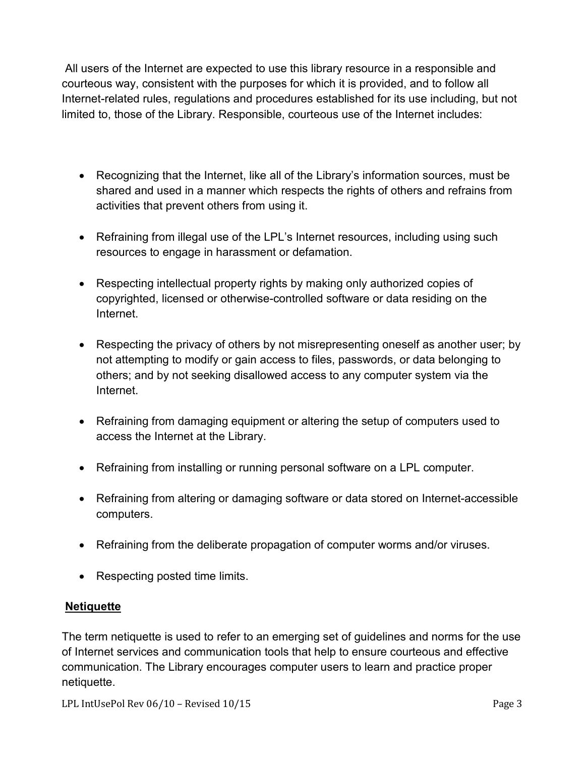All users of the Internet are expected to use this library resource in a responsible and courteous way, consistent with the purposes for which it is provided, and to follow all Internet-related rules, regulations and procedures established for its use including, but not limited to, those of the Library. Responsible, courteous use of the Internet includes:

- Recognizing that the Internet, like all of the Library's information sources, must be shared and used in a manner which respects the rights of others and refrains from activities that prevent others from using it.
- Refraining from illegal use of the LPL's Internet resources, including using such resources to engage in harassment or defamation.
- Respecting intellectual property rights by making only authorized copies of copyrighted, licensed or otherwise-controlled software or data residing on the Internet.
- Respecting the privacy of others by not misrepresenting oneself as another user; by not attempting to modify or gain access to files, passwords, or data belonging to others; and by not seeking disallowed access to any computer system via the Internet.
- Refraining from damaging equipment or altering the setup of computers used to access the Internet at the Library.
- Refraining from installing or running personal software on a LPL computer.
- Refraining from altering or damaging software or data stored on Internet-accessible computers.
- Refraining from the deliberate propagation of computer worms and/or viruses.
- Respecting posted time limits.

**Netiquette**

The term netiquette is used to refer to an emerging set of guidelines and norms for the use of Internet services and communication tools that help to ensure courteous and effective communication. The Library encourages computer users to learn and practice proper netiquette.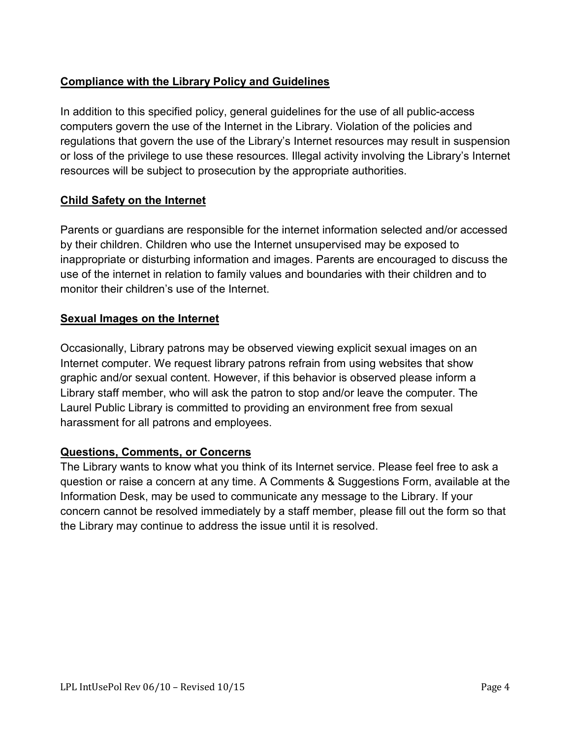## Compliance with the Library Policy and Guidelines

In addition to this specified policy, general guidelines for the use of all public-access computers govern the use of the Internet in the Library. Violation of the policies and regulations that govern the use of the Library's Internet resources may result in suspension or loss of the privilege to use these resources. Illegal activity involving the Library's Internet resources will be subject to prosecution by the appropriate authorities.

## Child Safety on the Internet

Parents or guardians are responsible for the internet information selected and/or accessed by their children. Children who use the Internet unsupervised may be exposed to inappropriate or disturbing information and images. Parents are encouraged to discuss the use of the internet in relation to family values and boundaries with their children and to monitor their children's use of the Internet.

## Sexual Images on the Internet

Occasionally, Library patrons may be observed viewing explicit sexual images on an Internet computer. We request library patrons refrain from using websites that show graphic and/or sexual content. However, if this behavior is observed please inform a Library staff member, who will ask the patron to stop and/or leave the computer. The Laurel Public Library is committed to providing an environment free from sexual harassment for all patrons and employees.

## Questions, Comments, or Concerns

The Library wants to know what you think of its Internet service. Please feel free to ask a question or raise a concern at any time. A Comments & Suggestions Form, available at the Information Desk, may be used to communicate any message to the Library. If your concern cannot be resolved immediately by a staff member, please fill out the form so that the Library may continue to address the issue until it is resolved.